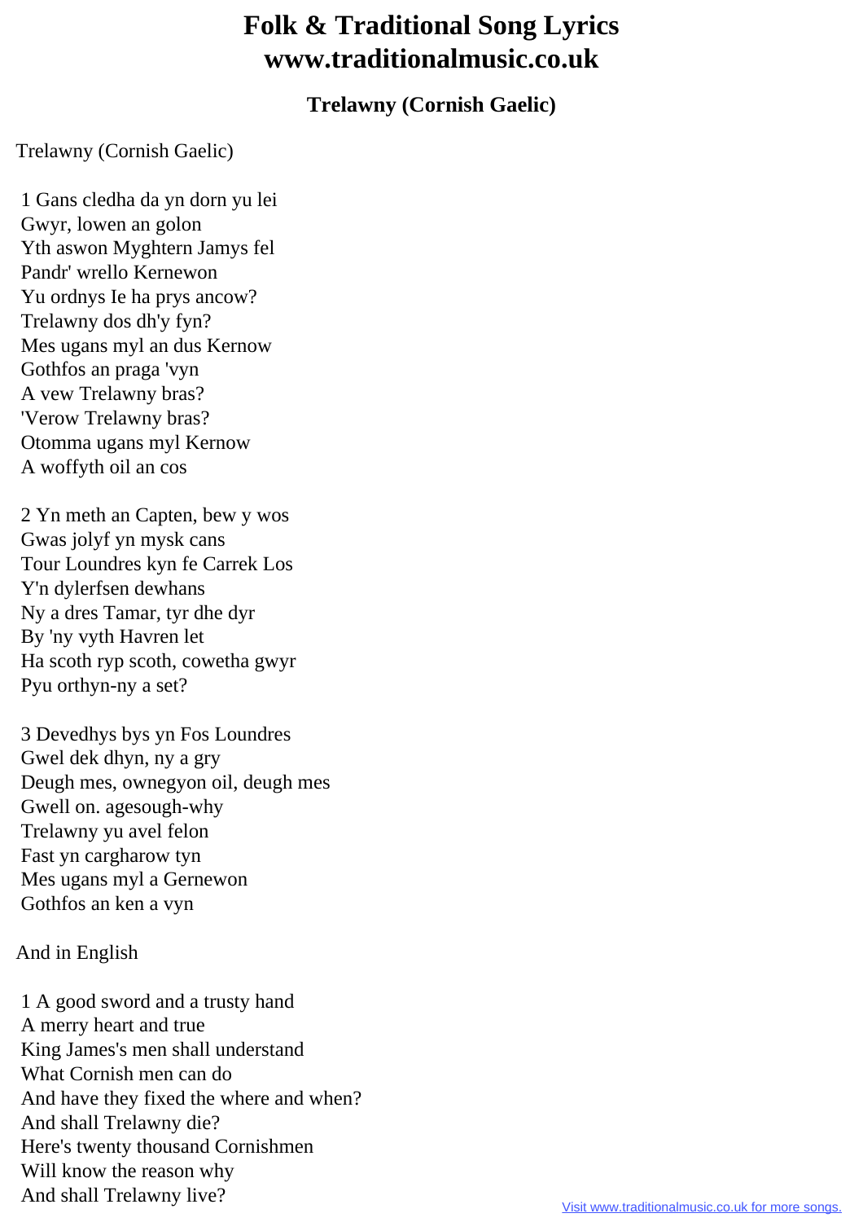# Folk & Traditional Song Lyrics www.traditionalmusic.co.uk

## Trelawny (Cornish Gaelic)

Trelawny (Cornish Gaelic)

1 Gans cledha da yn dorn yu lei
Gwyr, lowen an golon
Yth aswon Myghtern Jamys fel
Pandr' wrello Kernewon
Yu ordnys Ie ha prys ancow?
Trelawny dos dh'y fyn?
Mes ugans myl an dus Kernow
Gothfos an praga 'vyn
A vew Trelawny bras?
'Verow Trelawny bras?
Otomma ugans myl Kernow
A woffyth oil an cos

2 Yn meth an Capten, bew y wos
Gwas jolyf yn mysk cans
Tour Loundres kyn fe Carrek Los
Y'n dylerfsen dewhans
Ny a dres Tamar, tyr dhe dyr
By 'ny vyth Havren let
Ha scoth ryp scoth, cowetha gwyr
Pyu orthyn-ny a set?

3 Devedhys bys yn Fos Loundres
Gwel dek dhyn, ny a gry
Deugh mes, ownegyon oil, deugh mes
Gwell on. agesough-why
Trelawny yu avel felon
Fast yn cargharow tyn
Mes ugans myl a Gernewon
Gothfos an ken a vyn

And in English

1 A good sword and a trusty hand
A merry heart and true
King James's men shall understand
What Cornish men can do
And have they fixed the where and when?
And shall Trelawny die?
Here's twenty thousand Cornishmen
Will know the reason why
And shall Trelawny live?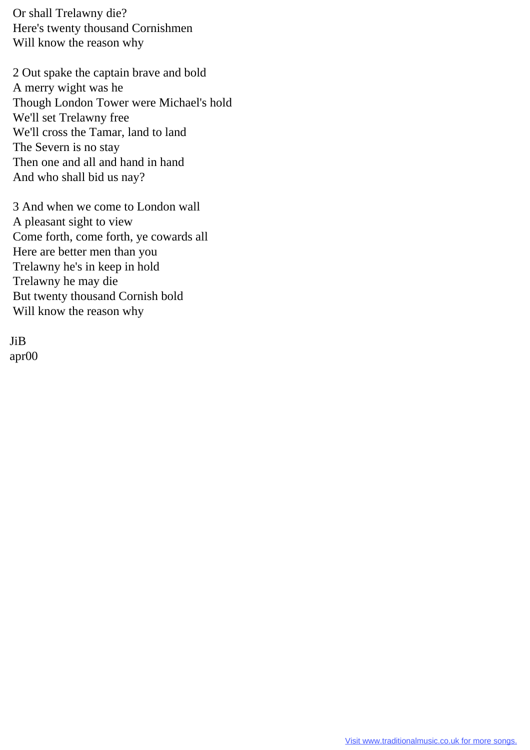Or shall Trelawny die?  
Here's twenty thousand Cornishmen  
Will know the reason why

2 Out spake the captain brave and bold  
A merry wight was he  
Though London Tower were Michael's hold  
We'll set Trelawny free  
We'll cross the Tamar, land to land  
The Severn is no stay  
Then one and all and hand in hand  
And who shall bid us nay?

3 And when we come to London wall  
A pleasant sight to view  
Come forth, come forth, ye cowards all  
Here are better men than you  
Trelawny he's in keep in hold  
Trelawny he may die  
But twenty thousand Cornish bold  
Will know the reason why

JiB  
apr00